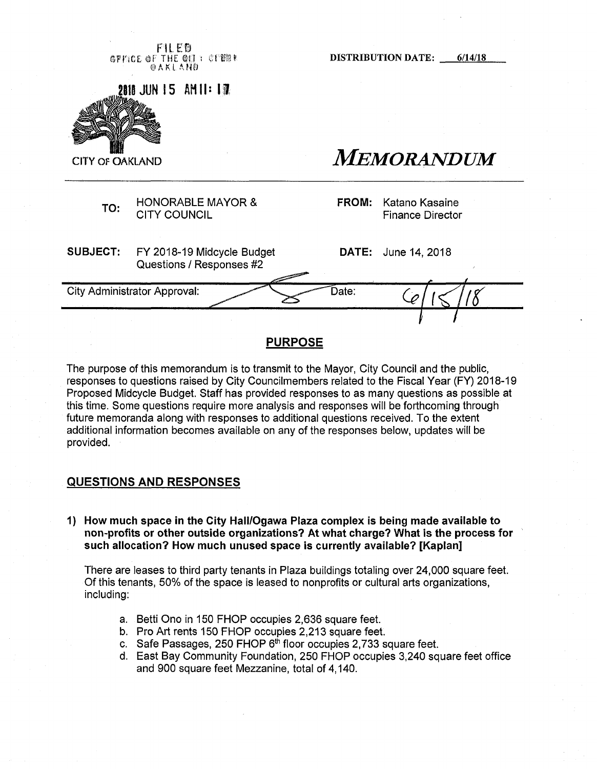FILED
OFFICE OF THE CITY CLERK
OAKLAND

2018 JUN 15 AM 11: 17

DISTRIBUTION DATE: 6/14/18

CITY OF OAKLAND

# *MEMORANDUM*

| | | | |
|---|---|---|---|
| **TO:** | HONORABLE MAYOR & CITY COUNCIL | **FROM:** | Katano Kasaine Finance Director |
| **SUBJECT:** | FY 2018-19 Midcycle Budget Questions / Responses #2 | **DATE:** | June 14, 2018 |

City Administrator Approval: Date: 6/15/18

## PURPOSE

The purpose of this memorandum is to transmit to the Mayor, City Council and the public, responses to questions raised by City Councilmembers related to the Fiscal Year (FY) 2018-19 Proposed Midcycle Budget. Staff has provided responses to as many questions as possible at this time. Some questions require more analysis and responses will be forthcoming through future memoranda along with responses to additional questions received. To the extent additional information becomes available on any of the responses below, updates will be provided.

## QUESTIONS AND RESPONSES

**1) How much space in the City Hall/Ogawa Plaza complex is being made available to non-profits or other outside organizations? At what charge? What is the process for such allocation? How much unused space is currently available? [Kaplan]**

There are leases to third party tenants in Plaza buildings totaling over 24,000 square feet. Of this tenants, 50% of the space is leased to nonprofits or cultural arts organizations, including:

a. Betti Ono in 150 FHOP occupies 2,636 square feet.
b. Pro Art rents 150 FHOP occupies 2,213 square feet.
c. Safe Passages, 250 FHOP 6th floor occupies 2,733 square feet.
d. East Bay Community Foundation, 250 FHOP occupies 3,240 square feet office and 900 square feet Mezzanine, total of 4,140.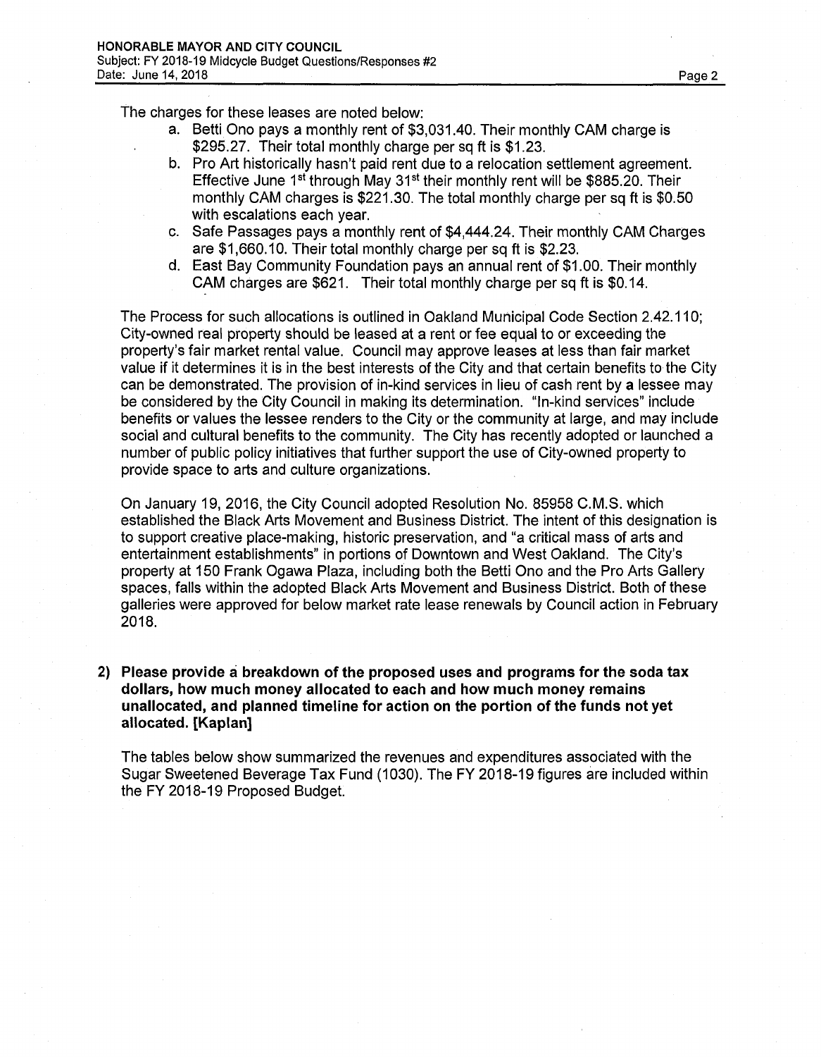The charges for these leases are noted below:

a. Betti Ono pays a monthly rent of $3,031.40. Their monthly CAM charge is $295.27. Their total monthly charge per sq ft is $1.23.
b. Pro Art historically hasn't paid rent due to a relocation settlement agreement. Effective June 1st through May 31st their monthly rent will be $885.20. Their monthly CAM charges is $221.30. The total monthly charge per sq ft is $0.50 with escalations each year.
c. Safe Passages pays a monthly rent of $4,444.24. Their monthly CAM Charges are $1,660.10. Their total monthly charge per sq ft is $2.23.
d. East Bay Community Foundation pays an annual rent of $1.00. Their monthly CAM charges are $621. Their total monthly charge per sq ft is $0.14.

The Process for such allocations is outlined in Oakland Municipal Code Section 2.42.110; City-owned real property should be leased at a rent or fee equal to or exceeding the property's fair market rental value. Council may approve leases at less than fair market value if it determines it is in the best interests of the City and that certain benefits to the City can be demonstrated. The provision of in-kind services in lieu of cash rent by a lessee may be considered by the City Council in making its determination. "In-kind services" include benefits or values the lessee renders to the City or the community at large, and may include social and cultural benefits to the community. The City has recently adopted or launched a number of public policy initiatives that further support the use of City-owned property to provide space to arts and culture organizations.

On January 19, 2016, the City Council adopted Resolution No. 85958 C.M.S. which established the Black Arts Movement and Business District. The intent of this designation is to support creative place-making, historic preservation, and "a critical mass of arts and entertainment establishments" in portions of Downtown and West Oakland. The City's property at 150 Frank Ogawa Plaza, including both the Betti Ono and the Pro Arts Gallery spaces, falls within the adopted Black Arts Movement and Business District. Both of these galleries were approved for below market rate lease renewals by Council action in February 2018.

**2) Please provide a breakdown of the proposed uses and programs for the soda tax dollars, how much money allocated to each and how much money remains unallocated, and planned timeline for action on the portion of the funds not yet allocated. [Kaplan]**

The tables below show summarized the revenues and expenditures associated with the Sugar Sweetened Beverage Tax Fund (1030). The FY 2018-19 figures are included within the FY 2018-19 Proposed Budget.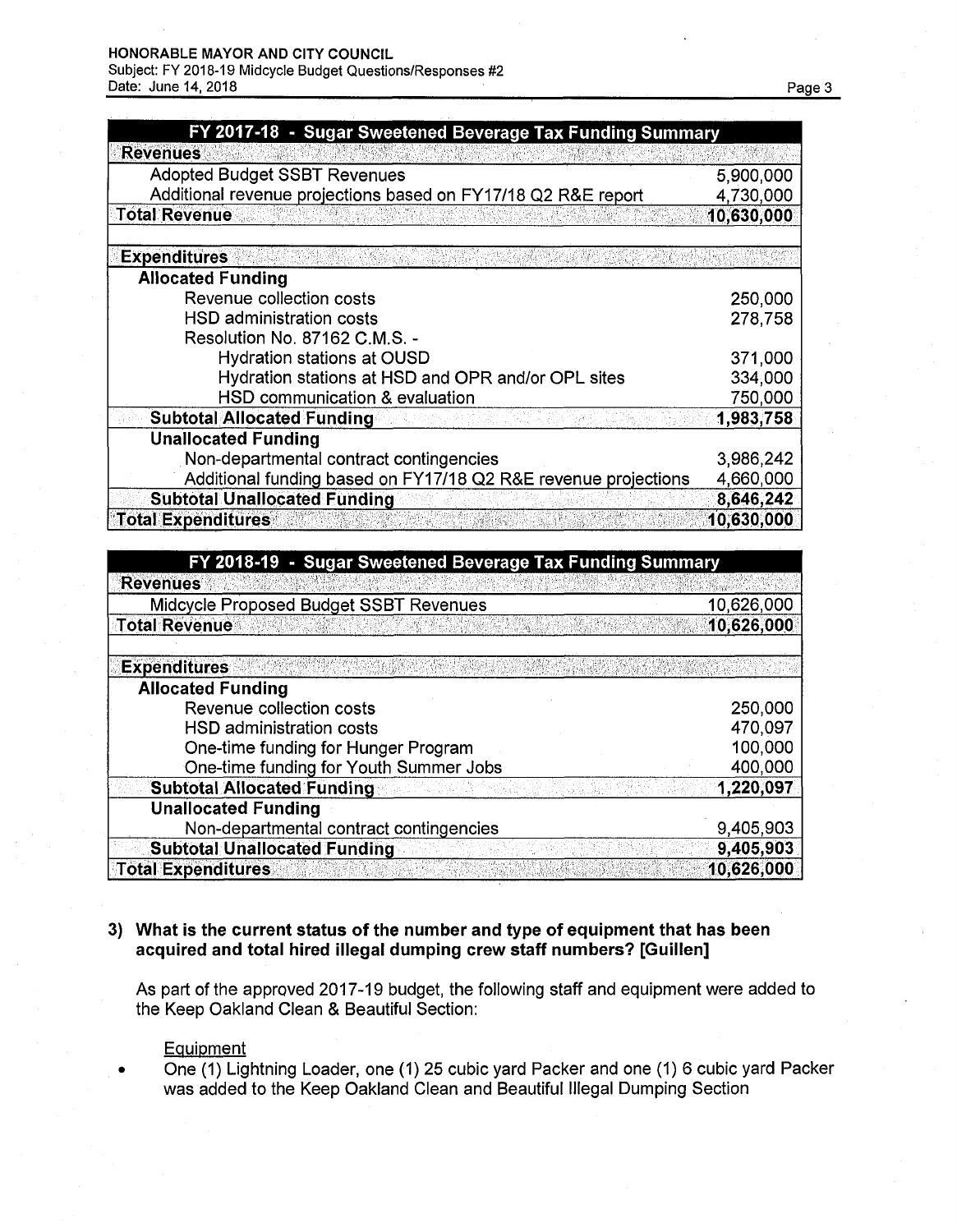| FY 2017-18 - Sugar Sweetened Beverage Tax Funding Summary | |
|---|---|
| **Revenues** | |
| Adopted Budget SSBT Revenues | 5,900,000 |
| Additional revenue projections based on FY17/18 Q2 R&E report | 4,730,000 |
| **Total Revenue** | **10,630,000** |
| | |
| **Expenditures** | |
| **Allocated Funding** | |
| Revenue collection costs | 250,000 |
| HSD administration costs | 278,758 |
| Resolution No. 87162 C.M.S. - | |
| Hydration stations at OUSD | 371,000 |
| Hydration stations at HSD and OPR and/or OPL sites | 334,000 |
| HSD communication & evaluation | 750,000 |
| **Subtotal Allocated Funding** | **1,983,758** |
| **Unallocated Funding** | |
| Non-departmental contract contingencies | 3,986,242 |
| Additional funding based on FY17/18 Q2 R&E revenue projections | 4,660,000 |
| **Subtotal Unallocated Funding** | **8,646,242** |
| **Total Expenditures** | **10,630,000** |

| FY 2018-19 - Sugar Sweetened Beverage Tax Funding Summary | |
|---|---|
| **Revenues** | |
| Midcycle Proposed Budget SSBT Revenues | 10,626,000 |
| **Total Revenue** | **10,626,000** |
| | |
| **Expenditures** | |
| **Allocated Funding** | |
| Revenue collection costs | 250,000 |
| HSD administration costs | 470,097 |
| One-time funding for Hunger Program | 100,000 |
| One-time funding for Youth Summer Jobs | 400,000 |
| **Subtotal Allocated Funding** | **1,220,097** |
| **Unallocated Funding** | |
| Non-departmental contract contingencies | 9,405,903 |
| **Subtotal Unallocated Funding** | **9,405,903** |
| **Total Expenditures** | **10,626,000** |

**3) What is the current status of the number and type of equipment that has been acquired and total hired illegal dumping crew staff numbers? [Guillen]**

As part of the approved 2017-19 budget, the following staff and equipment were added to the Keep Oakland Clean & Beautiful Section:

Equipment

- One (1) Lightning Loader, one (1) 25 cubic yard Packer and one (1) 6 cubic yard Packer was added to the Keep Oakland Clean and Beautiful Illegal Dumping Section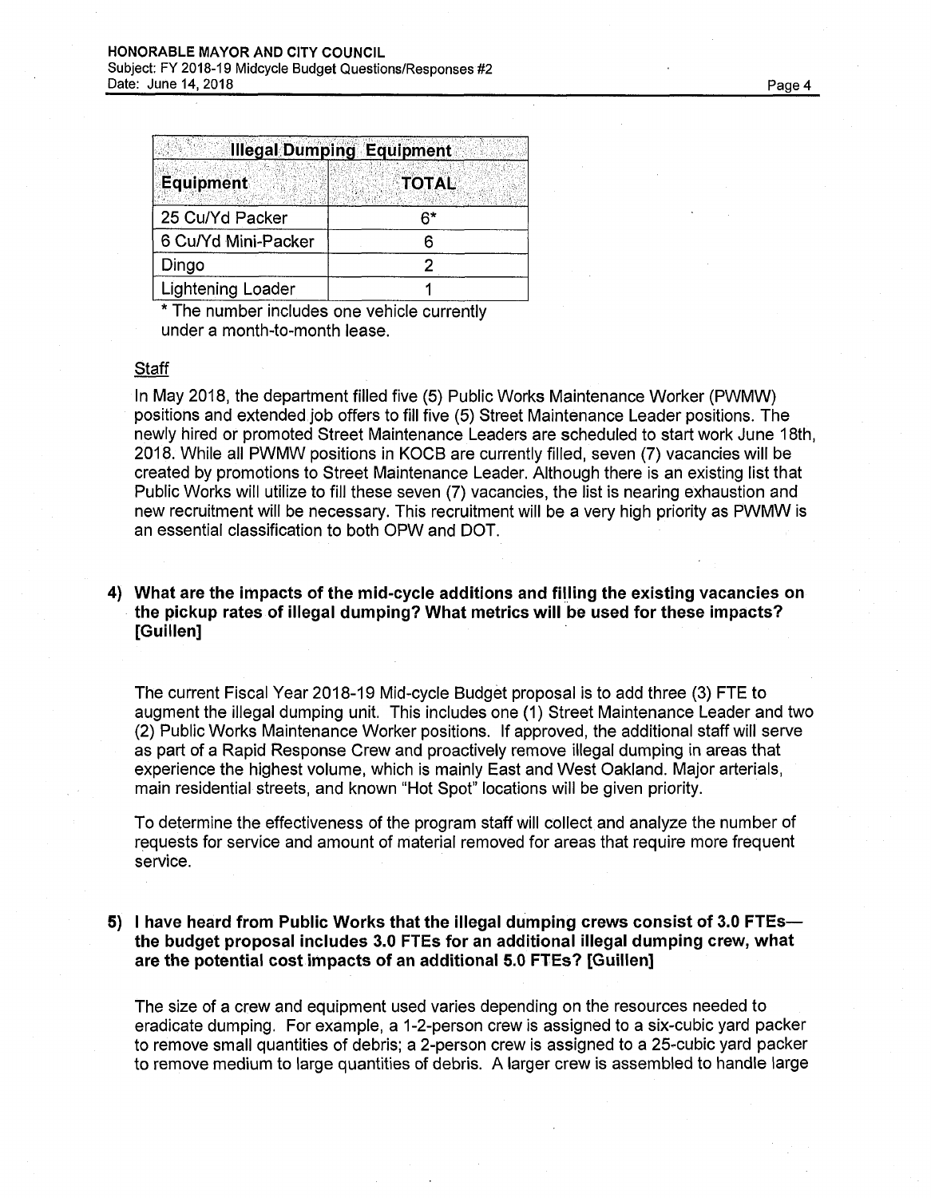| Illegal Dumping Equipment | |
|---|---|
| **Equipment** | **TOTAL** |
| 25 Cu/Yd Packer | 6* |
| 6 Cu/Yd Mini-Packer | 6 |
| Dingo | 2 |
| Lightening Loader | 1 |

* The number includes one vehicle currently under a month-to-month lease.

Staff

In May 2018, the department filled five (5) Public Works Maintenance Worker (PWMW) positions and extended job offers to fill five (5) Street Maintenance Leader positions. The newly hired or promoted Street Maintenance Leaders are scheduled to start work June 18th, 2018. While all PWMW positions in KOCB are currently filled, seven (7) vacancies will be created by promotions to Street Maintenance Leader. Although there is an existing list that Public Works will utilize to fill these seven (7) vacancies, the list is nearing exhaustion and new recruitment will be necessary. This recruitment will be a very high priority as PWMW is an essential classification to both OPW and DOT.

**4) What are the impacts of the mid-cycle additions and filling the existing vacancies on the pickup rates of illegal dumping? What metrics will be used for these impacts? [Guillen]**

The current Fiscal Year 2018-19 Mid-cycle Budget proposal is to add three (3) FTE to augment the illegal dumping unit. This includes one (1) Street Maintenance Leader and two (2) Public Works Maintenance Worker positions. If approved, the additional staff will serve as part of a Rapid Response Crew and proactively remove illegal dumping in areas that experience the highest volume, which is mainly East and West Oakland. Major arterials, main residential streets, and known "Hot Spot" locations will be given priority.

To determine the effectiveness of the program staff will collect and analyze the number of requests for service and amount of material removed for areas that require more frequent service.

**5) I have heard from Public Works that the illegal dumping crews consist of 3.0 FTEs—the budget proposal includes 3.0 FTEs for an additional illegal dumping crew, what are the potential cost impacts of an additional 5.0 FTEs? [Guillen]**

The size of a crew and equipment used varies depending on the resources needed to eradicate dumping. For example, a 1-2-person crew is assigned to a six-cubic yard packer to remove small quantities of debris; a 2-person crew is assigned to a 25-cubic yard packer to remove medium to large quantities of debris. A larger crew is assembled to handle large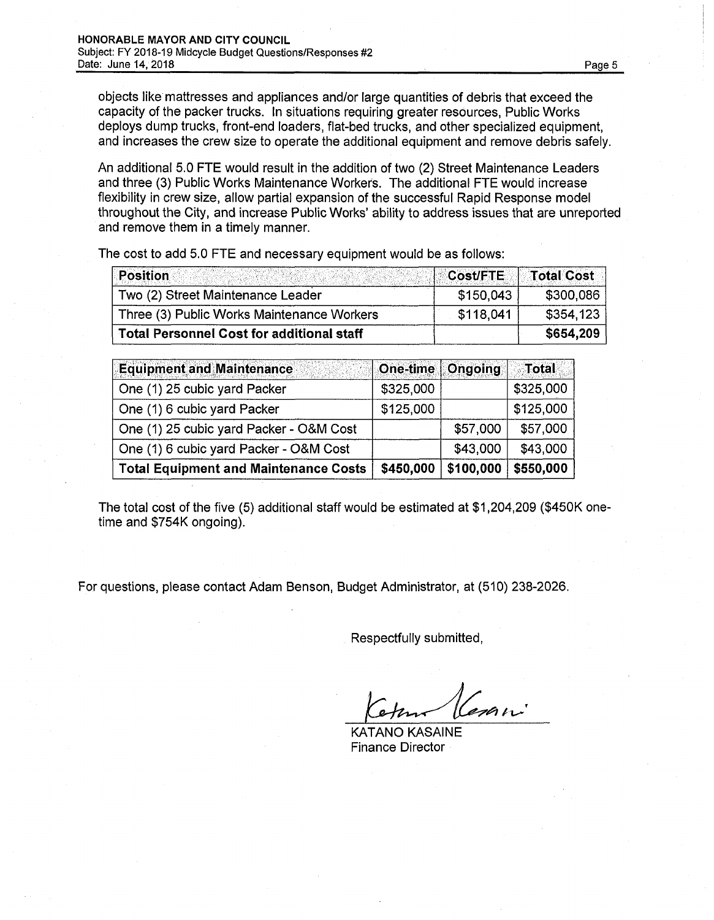objects like mattresses and appliances and/or large quantities of debris that exceed the capacity of the packer trucks. In situations requiring greater resources, Public Works deploys dump trucks, front-end loaders, flat-bed trucks, and other specialized equipment, and increases the crew size to operate the additional equipment and remove debris safely.

An additional 5.0 FTE would result in the addition of two (2) Street Maintenance Leaders and three (3) Public Works Maintenance Workers. The additional FTE would increase flexibility in crew size, allow partial expansion of the successful Rapid Response model throughout the City, and increase Public Works' ability to address issues that are unreported and remove them in a timely manner.

The cost to add 5.0 FTE and necessary equipment would be as follows:

| Position | Cost/FTE | Total Cost |
|---|---|---|
| Two (2) Street Maintenance Leader | $150,043 | $300,086 |
| Three (3) Public Works Maintenance Workers | $118,041 | $354,123 |
| **Total Personnel Cost for additional staff** | | **$654,209** |

| Equipment and Maintenance | One-time | Ongoing | Total |
|---|---|---|---|
| One (1) 25 cubic yard Packer | $325,000 | | $325,000 |
| One (1) 6 cubic yard Packer | $125,000 | | $125,000 |
| One (1) 25 cubic yard Packer - O&M Cost | | $57,000 | $57,000 |
| One (1) 6 cubic yard Packer - O&M Cost | | $43,000 | $43,000 |
| **Total Equipment and Maintenance Costs** | **$450,000** | **$100,000** | **$550,000** |

The total cost of the five (5) additional staff would be estimated at $1,204,209 ($450K one-time and $754K ongoing).

For questions, please contact Adam Benson, Budget Administrator, at (510) 238-2026.

Respectfully submitted,

KATANO KASAINE
Finance Director